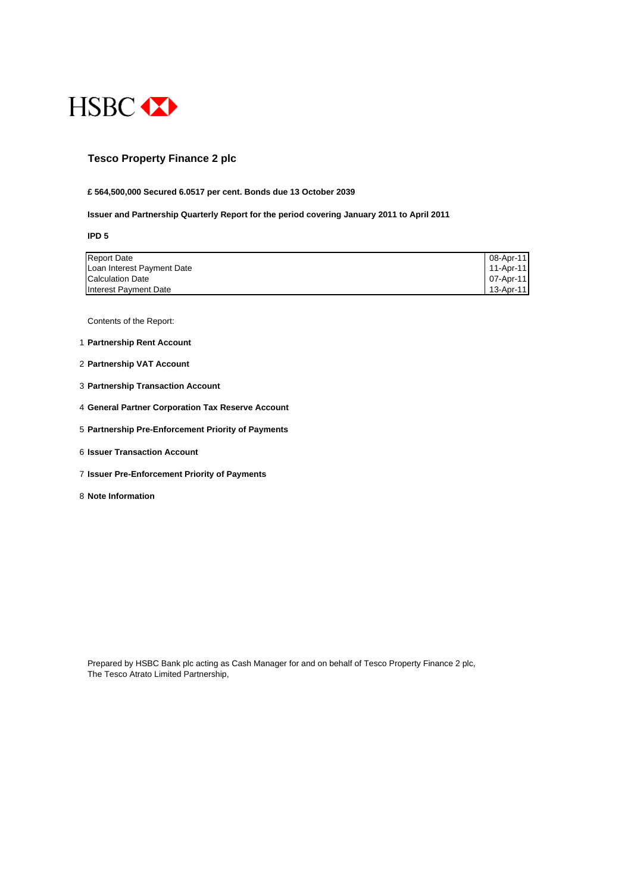HSBC

# Tesco Property Finance 2 plc

**£ 564,500,000 Secured 6.0517 per cent. Bonds due 13 October 2039**

**Issuer and Partnership Quarterly Report for the period covering January 2011 to April 2011**

**IPD 5**

| | |
|---|---|
| Report Date | 08-Apr-11 |
| Loan Interest Payment Date | 11-Apr-11 |
| Calculation Date | 07-Apr-11 |
| Interest Payment Date | 13-Apr-11 |

Contents of the Report:

1 **Partnership Rent Account**

2 **Partnership VAT Account**

3 **Partnership Transaction Account**

4 **General Partner Corporation Tax Reserve Account**

5 **Partnership Pre-Enforcement Priority of Payments**

6 **Issuer Transaction Account**

7 **Issuer Pre-Enforcement Priority of Payments**

8 **Note Information**

Prepared by HSBC Bank plc acting as Cash Manager for and on behalf of Tesco Property Finance 2 plc,
The Tesco Atrato Limited Partnership,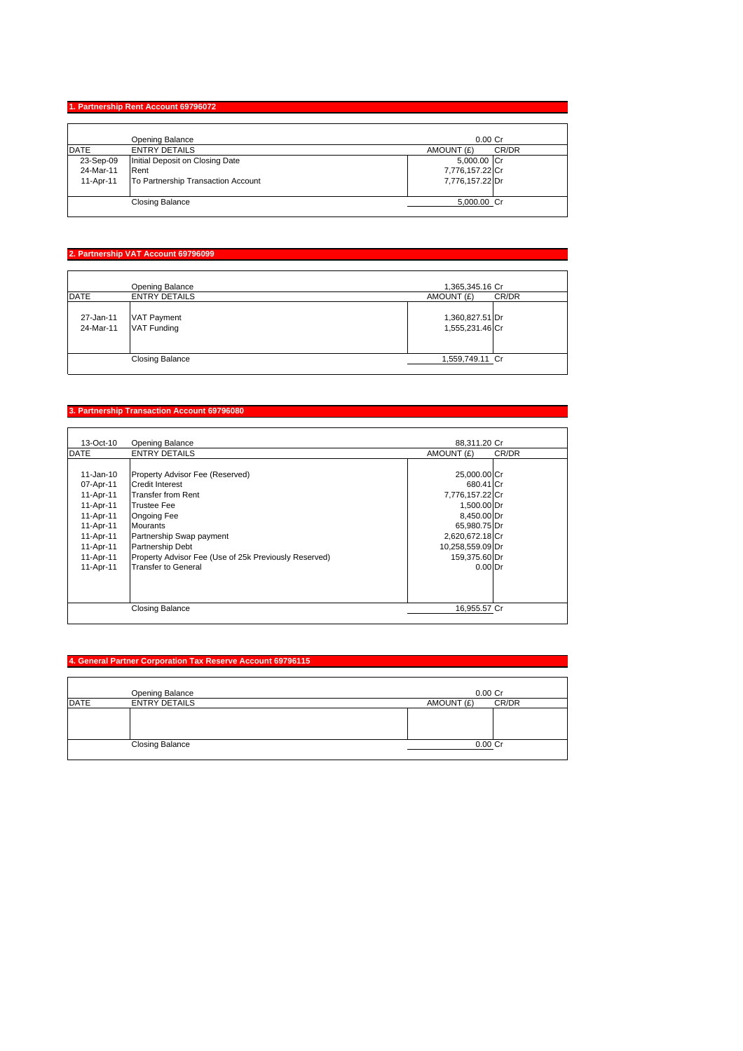## 1. Partnership Rent Account 69796072

| DATE | ENTRY DETAILS | AMOUNT (£) | CR/DR |
|---|---|---|---|
| | Opening Balance | 0.00 | Cr |
| 23-Sep-09 | Initial Deposit on Closing Date | 5,000.00 | Cr |
| 24-Mar-11 | Rent | 7,776,157.22 | Cr |
| 11-Apr-11 | To Partnership Transaction Account | 7,776,157.22 | Dr |
| | Closing Balance | 5,000.00 | Cr |

## 2. Partnership VAT Account 69796099

| DATE | ENTRY DETAILS | AMOUNT (£) | CR/DR |
|---|---|---|---|
| | Opening Balance | 1,365,345.16 | Cr |
| 27-Jan-11 | VAT Payment | 1,360,827.51 | Dr |
| 24-Mar-11 | VAT Funding | 1,555,231.46 | Cr |
| | Closing Balance | 1,559,749.11 | Cr |

## 3. Partnership Transaction Account 69796080

| DATE | ENTRY DETAILS | AMOUNT (£) | CR/DR |
|---|---|---|---|
| 13-Oct-10 | Opening Balance | 88,311.20 | Cr |
| 11-Jan-10 | Property Advisor Fee (Reserved) | 25,000.00 | Cr |
| 07-Apr-11 | Credit Interest | 680.41 | Cr |
| 11-Apr-11 | Transfer from Rent | 7,776,157.22 | Cr |
| 11-Apr-11 | Trustee Fee | 1,500.00 | Dr |
| 11-Apr-11 | Ongoing Fee | 8,450.00 | Dr |
| 11-Apr-11 | Mourants | 65,980.75 | Dr |
| 11-Apr-11 | Partnership Swap payment | 2,620,672.18 | Cr |
| 11-Apr-11 | Partnership Debt | 10,258,559.09 | Dr |
| 11-Apr-11 | Property Advisor Fee (Use of 25k Previously Reserved) | 159,375.60 | Dr |
| 11-Apr-11 | Transfer to General | 0.00 | Dr |
| | Closing Balance | 16,955.57 | Cr |

## 4. General Partner Corporation Tax Reserve Account 69796115

| DATE | ENTRY DETAILS | AMOUNT (£) | CR/DR |
|---|---|---|---|
| | Opening Balance | 0.00 | Cr |
| | Closing Balance | 0.00 | Cr |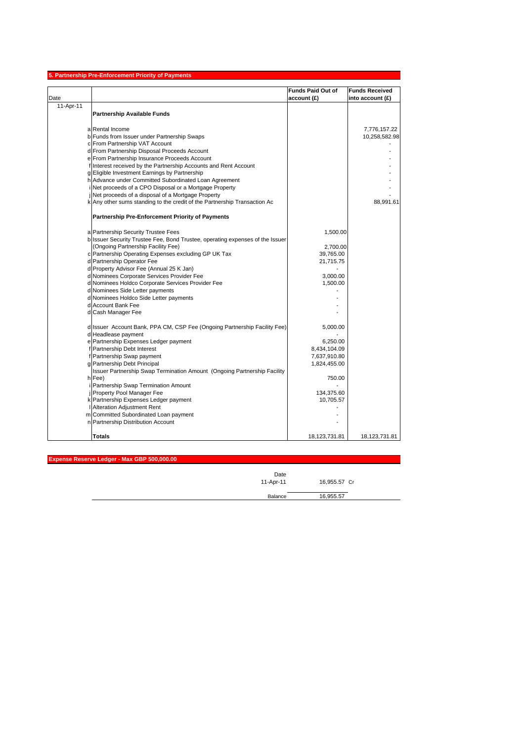## 5. Partnership Pre-Enforcement Priority of Payments

| Date | | | Funds Paid Out of account (£) | Funds Received into account (£) |
|---|---|---|---|---|
| 11-Apr-11 | | **Partnership Available Funds** | | |
| | a | Rental Income | | 7,776,157.22 |
| | b | Funds from Issuer under Partnership Swaps | | 10,258,582.98 |
| | c | From Partnership VAT Account | | - |
| | d | From Partnership Disposal Proceeds Account | | - |
| | e | From Partnership Insurance Proceeds Account | | - |
| | f | Interest received by the Partnership Accounts and Rent Account | | - |
| | g | Eligible Investment Earnings by Partnership | | - |
| | h | Advance under Committed Subordinated Loan Agreement | | - |
| | i | Net proceeds of a CPO Disposal or a Mortgage Property | | - |
| | j | Net proceeds of a disposal of a Mortgage Property | | - |
| | k | Any other sums standing to the credit of the Partnership Transaction Ac | | 88,991.61 |
| | | **Partnership Pre-Enforcement Priority of Payments** | | |
| | a | Partnership Security Trustee Fees | 1,500.00 | |
| | b | Issuer Security Trustee Fee, Bond Trustee, operating expenses of the Issuer (Ongoing Partnership Facility Fee) | 2,700.00 | |
| | c | Partnership Operating Expenses excluding GP UK Tax | 39,765.00 | |
| | d | Partnership Operator Fee | 21,715.75 | |
| | d | Property Advisor Fee (Annual 25 K Jan) | - | |
| | d | Nominees Corporate Services Provider Fee | 3,000.00 | |
| | d | Nominees Holdco Corporate Services Provider Fee | 1,500.00 | |
| | d | Nominees Side Letter payments | - | |
| | d | Nominees Holdco Side Letter payments | - | |
| | d | Account Bank Fee | - | |
| | d | Cash Manager Fee | - | |
| | d | Issuer Account Bank, PPA CM, CSP Fee (Ongoing Partnership Facility Fee) | 5,000.00 | |
| | d | Headlease payment | - | |
| | e | Partnership Expenses Ledger payment | 6,250.00 | |
| | f | Partnership Debt Interest | 8,434,104.09 | |
| | f | Partnership Swap payment | 7,637,910.80 | |
| | g | Partnership Debt Principal | 1,824,455.00 | |
| | h | Issuer Partnership Swap Termination Amount (Ongoing Partnership Facility Fee) | 750.00 | |
| | i | Partnership Swap Termination Amount | - | |
| | j | Property Pool Manager Fee | 134,375.60 | |
| | k | Partnership Expenses Ledger payment | 10,705.57 | |
| | l | Alteration Adjustment Rent | - | |
| | m | Committed Subordinated Loan payment | - | |
| | n | Partnership Distribution Account | - | |
| | | **Totals** | 18,123,731.81 | 18,123,731.81 |

## Expense Reserve Ledger - Max GBP 500,000.00

| Date | | |
|---|---|---|
| 11-Apr-11 | 16,955.57 | Cr |
| Balance | 16,955.57 | |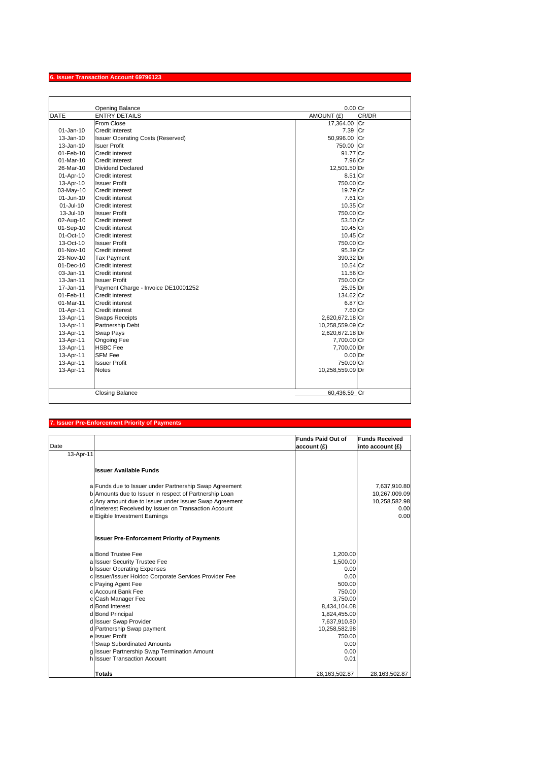## 6. Issuer Transaction Account 69796123

| DATE | ENTRY DETAILS | AMOUNT (£) | CR/DR |
|---|---|---|---|
| | Opening Balance | 0.00 | Cr |
| | From Close | 17,364.00 | Cr |
| 01-Jan-10 | Credit interest | 7.39 | Cr |
| 13-Jan-10 | Issuer Operating Costs (Reserved) | 50,996.00 | Cr |
| 13-Jan-10 | Isuer Profit | 750.00 | Cr |
| 01-Feb-10 | Credit interest | 91.77 | Cr |
| 01-Mar-10 | Credit interest | 7.96 | Cr |
| 26-Mar-10 | Dividend Declared | 12,501.50 | Dr |
| 01-Apr-10 | Credit interest | 8.51 | Cr |
| 13-Apr-10 | Issuer Profit | 750.00 | Cr |
| 03-May-10 | Credit interest | 19.79 | Cr |
| 01-Jun-10 | Credit interest | 7.61 | Cr |
| 01-Jul-10 | Credit interest | 10.35 | Cr |
| 13-Jul-10 | Issuer Profit | 750.00 | Cr |
| 02-Aug-10 | Credit interest | 53.50 | Cr |
| 01-Sep-10 | Credit interest | 10.45 | Cr |
| 01-Oct-10 | Credit interest | 10.45 | Cr |
| 13-Oct-10 | Issuer Profit | 750.00 | Cr |
| 01-Nov-10 | Credit interest | 95.39 | Cr |
| 23-Nov-10 | Tax Payment | 390.32 | Dr |
| 01-Dec-10 | Credit interest | 10.54 | Cr |
| 03-Jan-11 | Credit interest | 11.56 | Cr |
| 13-Jan-11 | Issuer Profit | 750.00 | Cr |
| 17-Jan-11 | Payment Charge - Invoice DE10001252 | 25.95 | Dr |
| 01-Feb-11 | Credit interest | 134.62 | Cr |
| 01-Mar-11 | Credit interest | 6.87 | Cr |
| 01-Apr-11 | Credit interest | 7.60 | Cr |
| 13-Apr-11 | Swaps Receipts | 2,620,672.18 | Cr |
| 13-Apr-11 | Partnership Debt | 10,258,559.09 | Cr |
| 13-Apr-11 | Swap Pays | 2,620,672.18 | Dr |
| 13-Apr-11 | Ongoing Fee | 7,700.00 | Cr |
| 13-Apr-11 | HSBC Fee | 7,700.00 | Dr |
| 13-Apr-11 | SFM Fee | 0.00 | Dr |
| 13-Apr-11 | Issuer Profit | 750.00 | Cr |
| 13-Apr-11 | Notes | 10,258,559.09 | Dr |
| | Closing Balance | 60,436.59 | Cr |

## 7. Issuer Pre-Enforcement Priority of Payments

| Date | | | Funds Paid Out of account (£) | Funds Received into account (£) |
|---|---|---|---|---|
| 13-Apr-11 | | | | |
| | | **Issuer Available Funds** | | |
| | a | Funds due to Issuer under Partnership Swap Agreement | | 7,637,910.80 |
| | b | Amounts due to Issuer in respect of Partnership Loan | | 10,267,009.09 |
| | c | Any amount due to Issuer under Issuer Swap Agreement | | 10,258,582.98 |
| | d | Ineterest Received by Issuer on Transaction Account | | 0.00 |
| | e | Eigible Investment Earnings | | 0.00 |
| | | **Issuer Pre-Enforcement Priority of Payments** | | |
| | a | Bond Trustee Fee | 1,200.00 | |
| | a | Issuer Security Trustee Fee | 1,500.00 | |
| | b | Issuer Operating Expenses | 0.00 | |
| | c | Issuer/Issuer Holdco Corporate Services Provider Fee | 0.00 | |
| | c | Paying Agent Fee | 500.00 | |
| | c | Account Bank Fee | 750.00 | |
| | c | Cash Manager Fee | 3,750.00 | |
| | d | Bond Interest | 8,434,104.08 | |
| | d | Bond Principal | 1,824,455.00 | |
| | d | Issuer Swap Provider | 7,637,910.80 | |
| | d | Partnership Swap payment | 10,258,582.98 | |
| | e | Issuer Profit | 750.00 | |
| | f | Swap Subordinated Amounts | 0.00 | |
| | g | Issuer Partnership Swap Termination Amount | 0.00 | |
| | h | Issuer Transaction Account | 0.01 | |
| | | **Totals** | 28,163,502.87 | 28,163,502.87 |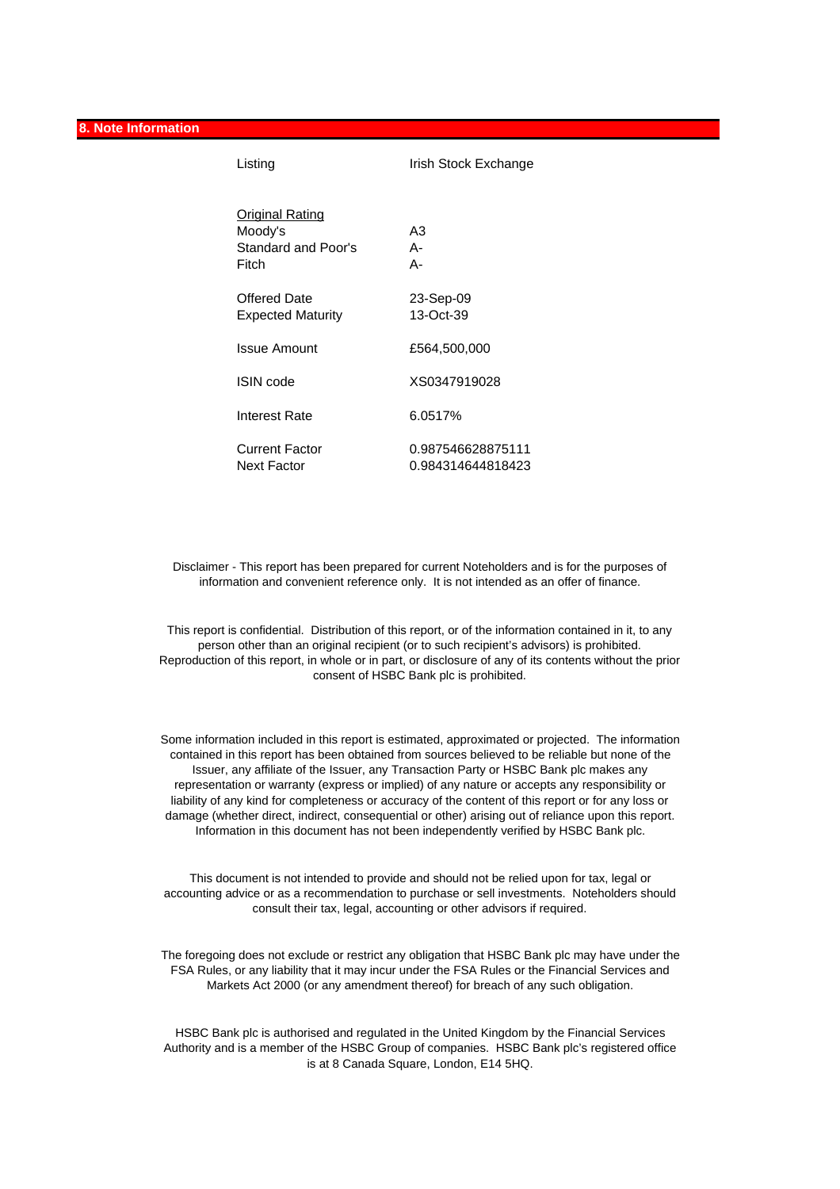## 8. Note Information

| | |
|---|---|
| Listing | Irish Stock Exchange |
| <u>Original Rating</u> | |
| Moody's | A3 |
| Standard and Poor's | A- |
| Fitch | A- |
| Offered Date | 23-Sep-09 |
| Expected Maturity | 13-Oct-39 |
| Issue Amount | £564,500,000 |
| ISIN code | XS0347919028 |
| Interest Rate | 6.0517% |
| Current Factor | 0.987546628875111 |
| Next Factor | 0.984314644818423 |

Disclaimer - This report has been prepared for current Noteholders and is for the purposes of information and convenient reference only. It is not intended as an offer of finance.

This report is confidential. Distribution of this report, or of the information contained in it, to any person other than an original recipient (or to such recipient's advisors) is prohibited. Reproduction of this report, in whole or in part, or disclosure of any of its contents without the prior consent of HSBC Bank plc is prohibited.

Some information included in this report is estimated, approximated or projected. The information contained in this report has been obtained from sources believed to be reliable but none of the Issuer, any affiliate of the Issuer, any Transaction Party or HSBC Bank plc makes any representation or warranty (express or implied) of any nature or accepts any responsibility or liability of any kind for completeness or accuracy of the content of this report or for any loss or damage (whether direct, indirect, consequential or other) arising out of reliance upon this report. Information in this document has not been independently verified by HSBC Bank plc.

This document is not intended to provide and should not be relied upon for tax, legal or accounting advice or as a recommendation to purchase or sell investments. Noteholders should consult their tax, legal, accounting or other advisors if required.

The foregoing does not exclude or restrict any obligation that HSBC Bank plc may have under the FSA Rules, or any liability that it may incur under the FSA Rules or the Financial Services and Markets Act 2000 (or any amendment thereof) for breach of any such obligation.

HSBC Bank plc is authorised and regulated in the United Kingdom by the Financial Services Authority and is a member of the HSBC Group of companies. HSBC Bank plc's registered office is at 8 Canada Square, London, E14 5HQ.